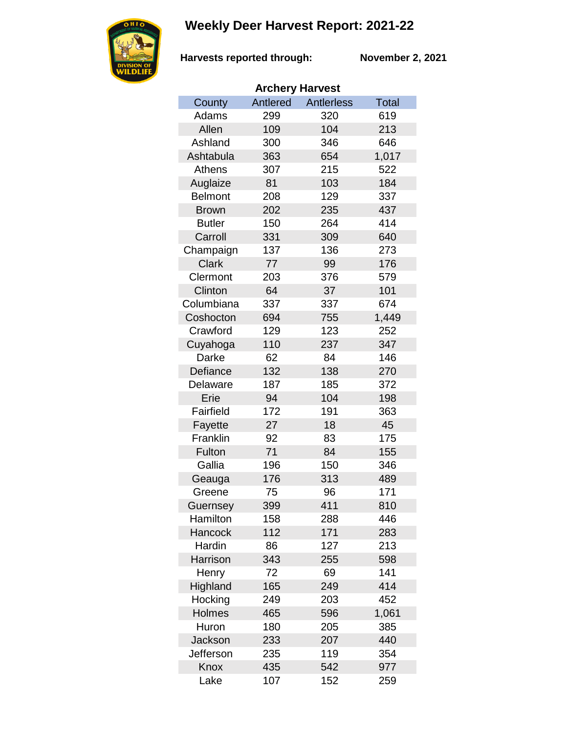# Weekly Deer Harvest Report: 2021-22

**Harvests reported through:** **November 2, 2021**

## Archery Harvest

| County | Antlered | Antlerless | Total |
|---|---|---|---|
| Adams | 299 | 320 | 619 |
| Allen | 109 | 104 | 213 |
| Ashland | 300 | 346 | 646 |
| Ashtabula | 363 | 654 | 1,017 |
| Athens | 307 | 215 | 522 |
| Auglaize | 81 | 103 | 184 |
| Belmont | 208 | 129 | 337 |
| Brown | 202 | 235 | 437 |
| Butler | 150 | 264 | 414 |
| Carroll | 331 | 309 | 640 |
| Champaign | 137 | 136 | 273 |
| Clark | 77 | 99 | 176 |
| Clermont | 203 | 376 | 579 |
| Clinton | 64 | 37 | 101 |
| Columbiana | 337 | 337 | 674 |
| Coshocton | 694 | 755 | 1,449 |
| Crawford | 129 | 123 | 252 |
| Cuyahoga | 110 | 237 | 347 |
| Darke | 62 | 84 | 146 |
| Defiance | 132 | 138 | 270 |
| Delaware | 187 | 185 | 372 |
| Erie | 94 | 104 | 198 |
| Fairfield | 172 | 191 | 363 |
| Fayette | 27 | 18 | 45 |
| Franklin | 92 | 83 | 175 |
| Fulton | 71 | 84 | 155 |
| Gallia | 196 | 150 | 346 |
| Geauga | 176 | 313 | 489 |
| Greene | 75 | 96 | 171 |
| Guernsey | 399 | 411 | 810 |
| Hamilton | 158 | 288 | 446 |
| Hancock | 112 | 171 | 283 |
| Hardin | 86 | 127 | 213 |
| Harrison | 343 | 255 | 598 |
| Henry | 72 | 69 | 141 |
| Highland | 165 | 249 | 414 |
| Hocking | 249 | 203 | 452 |
| Holmes | 465 | 596 | 1,061 |
| Huron | 180 | 205 | 385 |
| Jackson | 233 | 207 | 440 |
| Jefferson | 235 | 119 | 354 |
| Knox | 435 | 542 | 977 |
| Lake | 107 | 152 | 259 |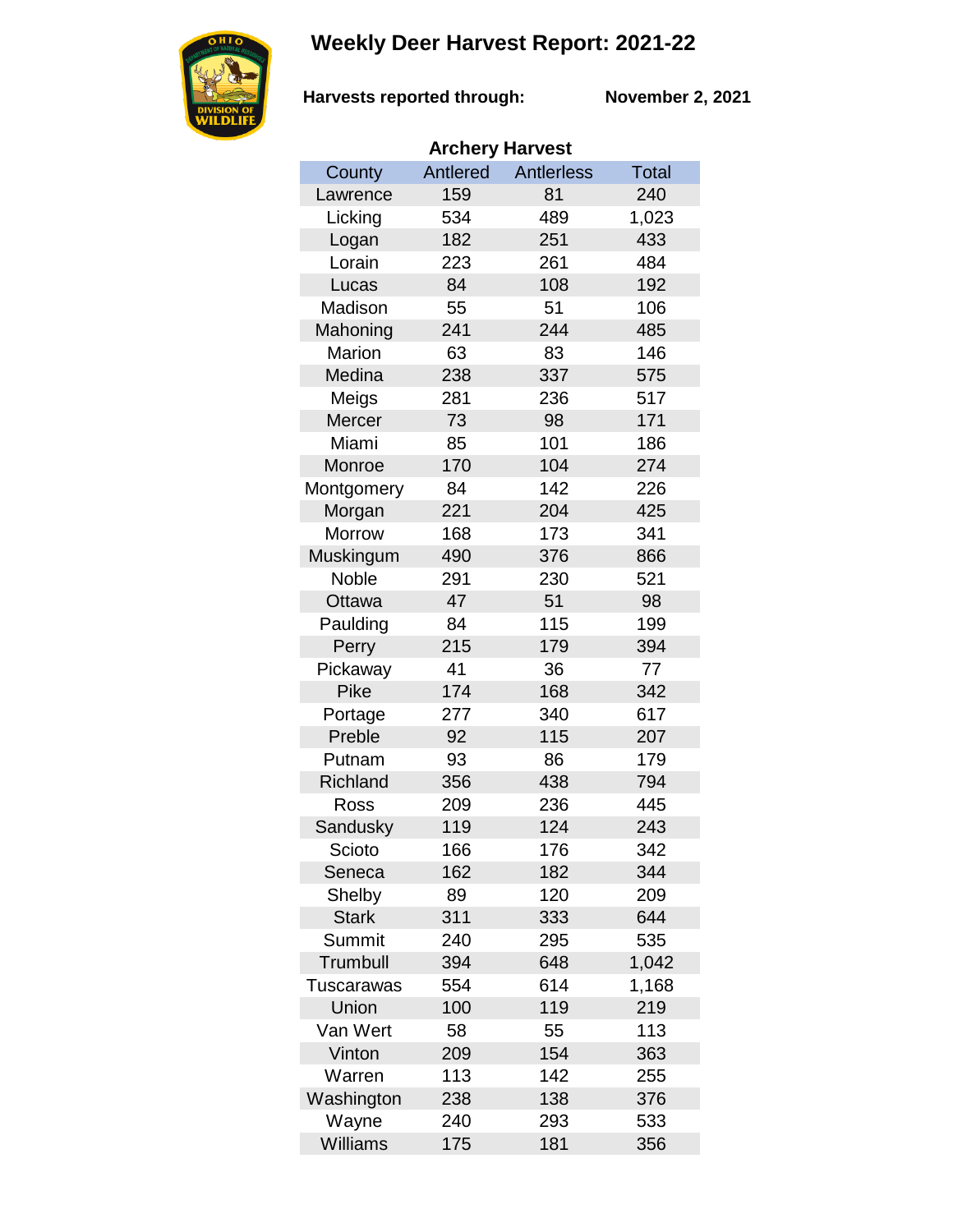# Weekly Deer Harvest Report: 2021-22

**Harvests reported through:** **November 2, 2021**

**Archery Harvest**

| County | Antlered | Antlerless | Total |
|---|---|---|---|
| Lawrence | 159 | 81 | 240 |
| Licking | 534 | 489 | 1,023 |
| Logan | 182 | 251 | 433 |
| Lorain | 223 | 261 | 484 |
| Lucas | 84 | 108 | 192 |
| Madison | 55 | 51 | 106 |
| Mahoning | 241 | 244 | 485 |
| Marion | 63 | 83 | 146 |
| Medina | 238 | 337 | 575 |
| Meigs | 281 | 236 | 517 |
| Mercer | 73 | 98 | 171 |
| Miami | 85 | 101 | 186 |
| Monroe | 170 | 104 | 274 |
| Montgomery | 84 | 142 | 226 |
| Morgan | 221 | 204 | 425 |
| Morrow | 168 | 173 | 341 |
| Muskingum | 490 | 376 | 866 |
| Noble | 291 | 230 | 521 |
| Ottawa | 47 | 51 | 98 |
| Paulding | 84 | 115 | 199 |
| Perry | 215 | 179 | 394 |
| Pickaway | 41 | 36 | 77 |
| Pike | 174 | 168 | 342 |
| Portage | 277 | 340 | 617 |
| Preble | 92 | 115 | 207 |
| Putnam | 93 | 86 | 179 |
| Richland | 356 | 438 | 794 |
| Ross | 209 | 236 | 445 |
| Sandusky | 119 | 124 | 243 |
| Scioto | 166 | 176 | 342 |
| Seneca | 162 | 182 | 344 |
| Shelby | 89 | 120 | 209 |
| Stark | 311 | 333 | 644 |
| Summit | 240 | 295 | 535 |
| Trumbull | 394 | 648 | 1,042 |
| Tuscarawas | 554 | 614 | 1,168 |
| Union | 100 | 119 | 219 |
| Van Wert | 58 | 55 | 113 |
| Vinton | 209 | 154 | 363 |
| Warren | 113 | 142 | 255 |
| Washington | 238 | 138 | 376 |
| Wayne | 240 | 293 | 533 |
| Williams | 175 | 181 | 356 |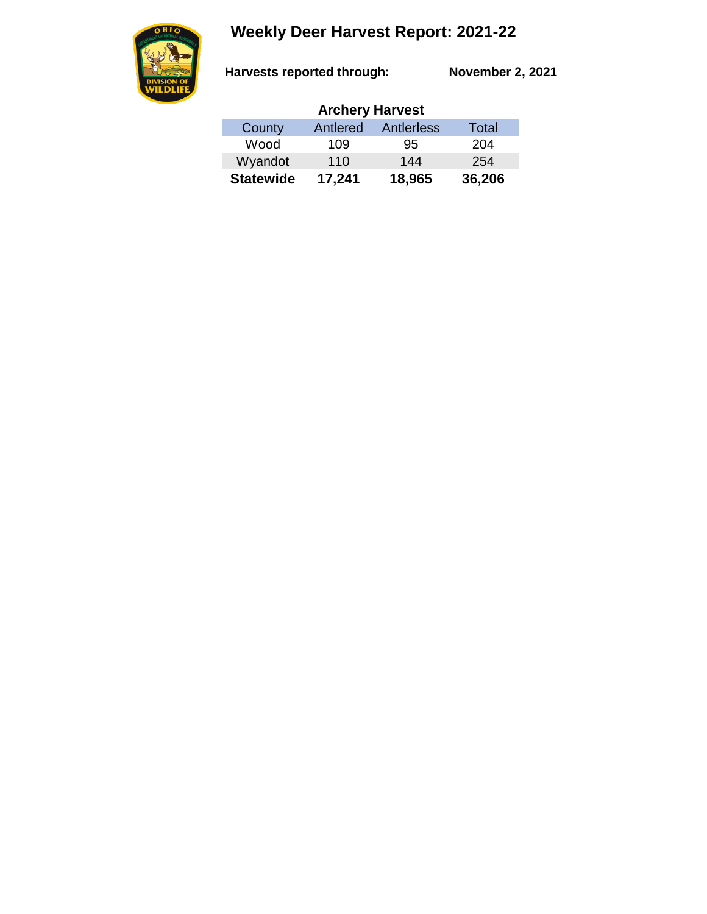# Weekly Deer Harvest Report: 2021-22

**Harvests reported through:** **November 2, 2021**

### Archery Harvest

| County | Antlered | Antlerless | Total |
|---|---|---|---|
| Wood | 109 | 95 | 204 |
| Wyandot | 110 | 144 | 254 |
| **Statewide** | **17,241** | **18,965** | **36,206** |